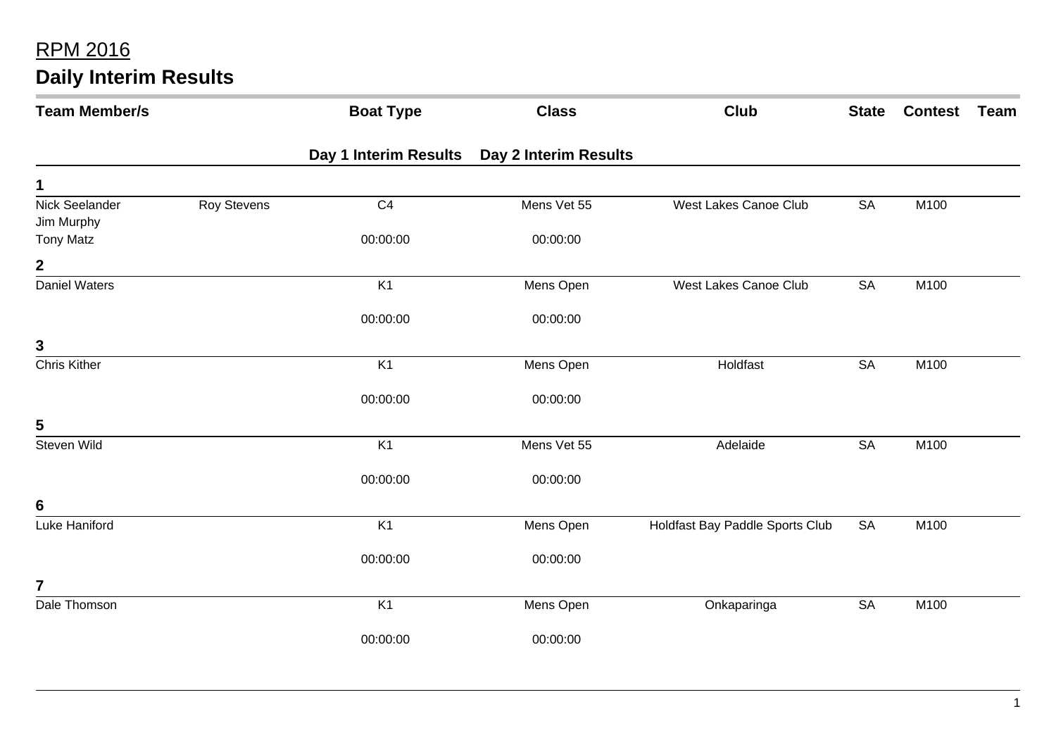# RPM 2016

## Daily Interim Results

| Team Member/s | | Boat Type | Class | Club | State | Contest | Team |
|---|---|---|---|---|---|---|---|
| | | **Day 1 Interim Results** | **Day 2 Interim Results** | | | | |
| **1** | | | | | | | |
| Nick Seelander<br>Jim Murphy | Roy Stevens | C4 | Mens Vet 55 | West Lakes Canoe Club | SA | M100 | |
| Tony Matz | | 00:00:00 | 00:00:00 | | | | |
| **2** | | | | | | | |
| Daniel Waters | | K1 | Mens Open | West Lakes Canoe Club | SA | M100 | |
| | | 00:00:00 | 00:00:00 | | | | |
| **3** | | | | | | | |
| Chris Kither | | K1 | Mens Open | Holdfast | SA | M100 | |
| | | 00:00:00 | 00:00:00 | | | | |
| **5** | | | | | | | |
| Steven Wild | | K1 | Mens Vet 55 | Adelaide | SA | M100 | |
| | | 00:00:00 | 00:00:00 | | | | |
| **6** | | | | | | | |
| Luke Haniford | | K1 | Mens Open | Holdfast Bay Paddle Sports Club | SA | M100 | |
| | | 00:00:00 | 00:00:00 | | | | |
| **7** | | | | | | | |
| Dale Thomson | | K1 | Mens Open | Onkaparinga | SA | M100 | |
| | | 00:00:00 | 00:00:00 | | | | |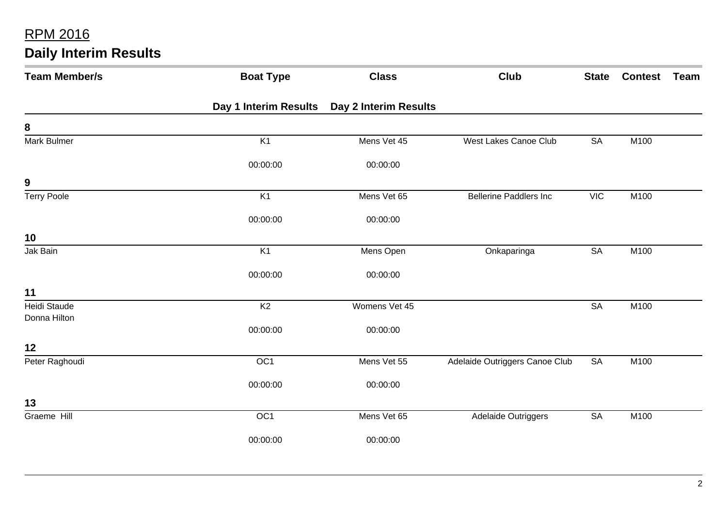# RPM 2016

## Daily Interim Results

| Team Member/s | Boat Type | Class | Club | State | Contest | Team |
|---|---|---|---|---|---|---|
| | **Day 1 Interim Results** | **Day 2 Interim Results** | | | | |
| **8** | | | | | | |
| Mark Bulmer | K1 | Mens Vet 45 | West Lakes Canoe Club | SA | M100 | |
| | 00:00:00 | 00:00:00 | | | | |
| **9** | | | | | | |
| Terry Poole | K1 | Mens Vet 65 | Bellerine Paddlers Inc | VIC | M100 | |
| | 00:00:00 | 00:00:00 | | | | |
| **10** | | | | | | |
| Jak Bain | K1 | Mens Open | Onkaparinga | SA | M100 | |
| | 00:00:00 | 00:00:00 | | | | |
| **11** | | | | | | |
| Heidi Staude<br>Donna Hilton | K2 | Womens Vet 45 | | SA | M100 | |
| | 00:00:00 | 00:00:00 | | | | |
| **12** | | | | | | |
| Peter Raghoudi | OC1 | Mens Vet 55 | Adelaide Outriggers Canoe Club | SA | M100 | |
| | 00:00:00 | 00:00:00 | | | | |
| **13** | | | | | | |
| Graeme Hill | OC1 | Mens Vet 65 | Adelaide Outriggers | SA | M100 | |
| | 00:00:00 | 00:00:00 | | | | |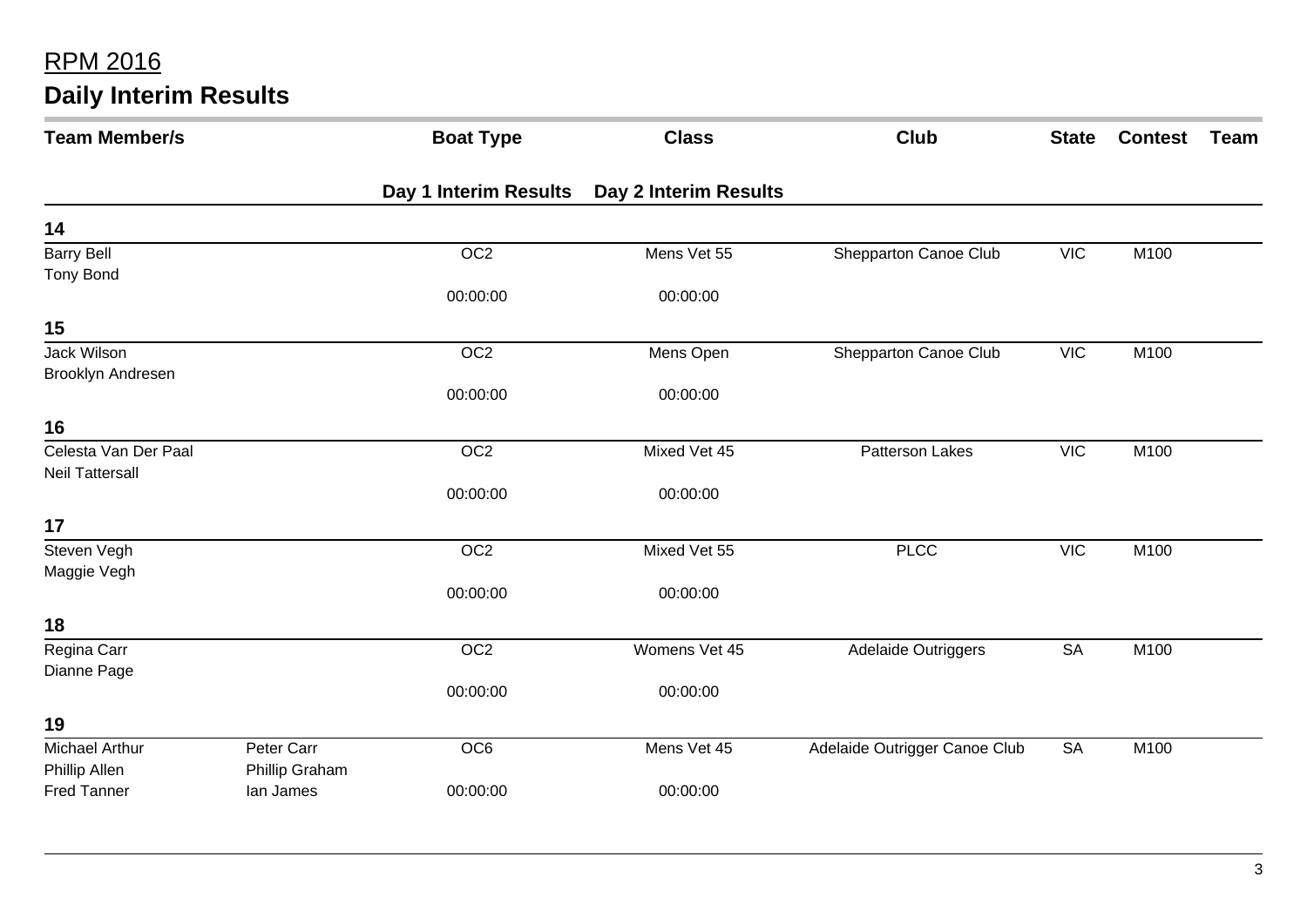# RPM 2016

## Daily Interim Results

| Team Member/s | | Boat Type | Class | Club | State | Contest | Team |
|---|---|---|---|---|---|---|---|
| | | Day 1 Interim Results | Day 2 Interim Results | | | | |
| **14** | | | | | | | |
| Barry Bell<br>Tony Bond | | OC2 | Mens Vet 55 | Shepparton Canoe Club | VIC | M100 | |
| | | 00:00:00 | 00:00:00 | | | | |
| **15** | | | | | | | |
| Jack Wilson<br>Brooklyn Andresen | | OC2 | Mens Open | Shepparton Canoe Club | VIC | M100 | |
| | | 00:00:00 | 00:00:00 | | | | |
| **16** | | | | | | | |
| Celesta Van Der Paal<br>Neil Tattersall | | OC2 | Mixed Vet 45 | Patterson Lakes | VIC | M100 | |
| | | 00:00:00 | 00:00:00 | | | | |
| **17** | | | | | | | |
| Steven Vegh<br>Maggie Vegh | | OC2 | Mixed Vet 55 | PLCC | VIC | M100 | |
| | | 00:00:00 | 00:00:00 | | | | |
| **18** | | | | | | | |
| Regina Carr<br>Dianne Page | | OC2 | Womens Vet 45 | Adelaide Outriggers | SA | M100 | |
| | | 00:00:00 | 00:00:00 | | | | |
| **19** | | | | | | | |
| Michael Arthur<br>Phillip Allen<br>Fred Tanner | Peter Carr<br>Phillip Graham<br>Ian James | OC6 | Mens Vet 45 | Adelaide Outrigger Canoe Club | SA | M100 | |
| | | 00:00:00 | 00:00:00 | | | | |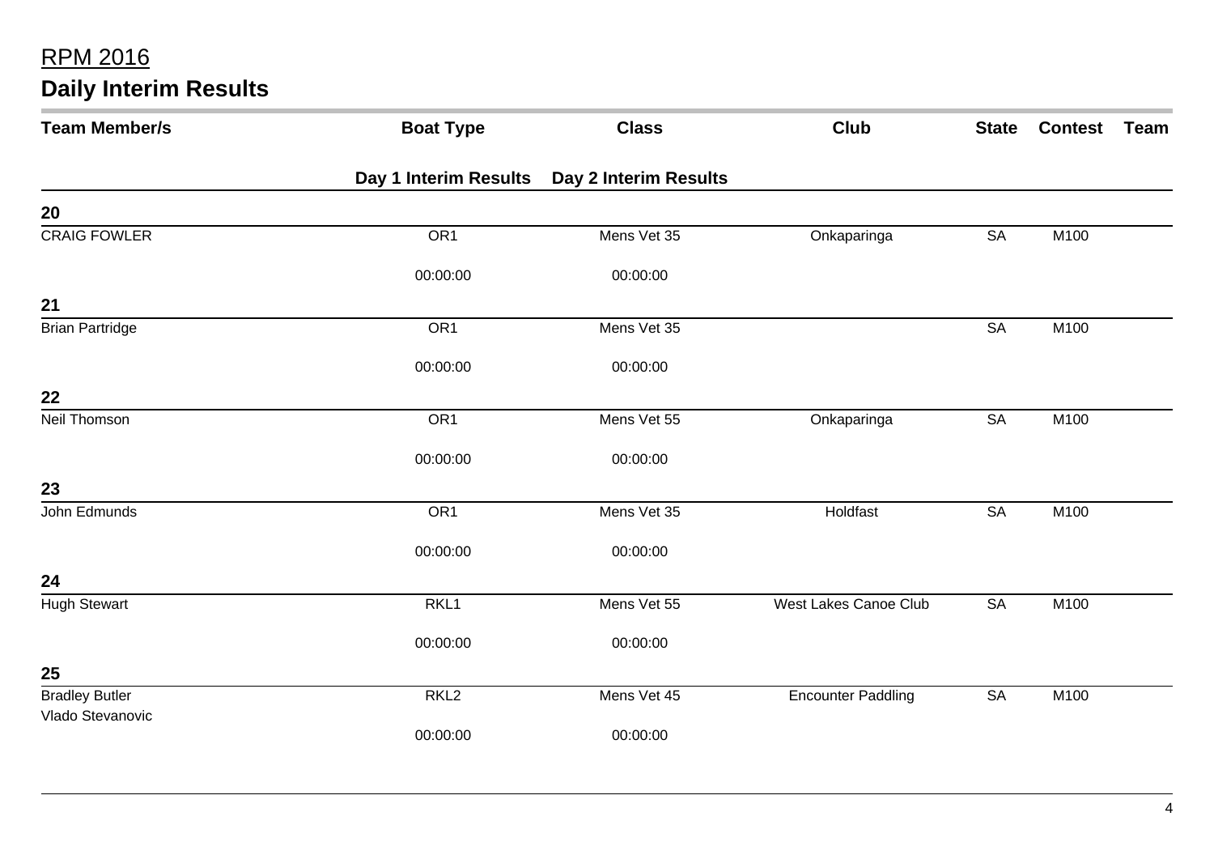RPM 2016

## Daily Interim Results

| Team Member/s | Boat Type | Class | Club | State | Contest | Team |
|---|---|---|---|---|---|---|
| | **Day 1 Interim Results** | **Day 2 Interim Results** | | | | |
| **20** | | | | | | |
| CRAIG FOWLER | OR1 | Mens Vet 35 | Onkaparinga | SA | M100 | |
| | 00:00:00 | 00:00:00 | | | | |
| **21** | | | | | | |
| Brian Partridge | OR1 | Mens Vet 35 | | SA | M100 | |
| | 00:00:00 | 00:00:00 | | | | |
| **22** | | | | | | |
| Neil Thomson | OR1 | Mens Vet 55 | Onkaparinga | SA | M100 | |
| | 00:00:00 | 00:00:00 | | | | |
| **23** | | | | | | |
| John Edmunds | OR1 | Mens Vet 35 | Holdfast | SA | M100 | |
| | 00:00:00 | 00:00:00 | | | | |
| **24** | | | | | | |
| Hugh Stewart | RKL1 | Mens Vet 55 | West Lakes Canoe Club | SA | M100 | |
| | 00:00:00 | 00:00:00 | | | | |
| **25** | | | | | | |
| Bradley Butler<br>Vlado Stevanovic | RKL2 | Mens Vet 45 | Encounter Paddling | SA | M100 | |
| | 00:00:00 | 00:00:00 | | | | |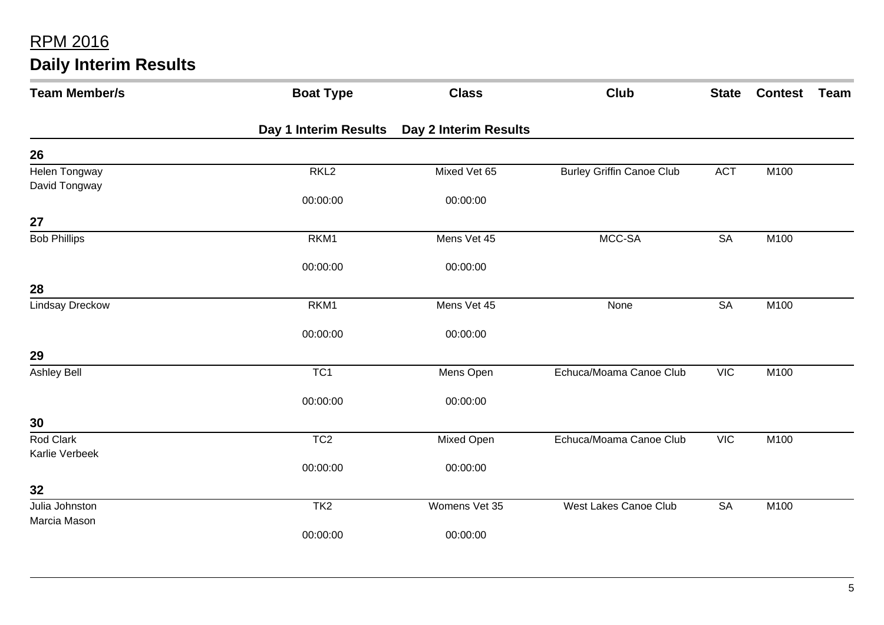# RPM 2016

## Daily Interim Results

| Team Member/s | Boat Type | Class | Club | State | Contest | Team |
|---|---|---|---|---|---|---|
| | **Day 1 Interim Results** | **Day 2 Interim Results** | | | | |
| **26** | | | | | | |
| Helen Tongway<br>David Tongway | RKL2 | Mixed Vet 65 | Burley Griffin Canoe Club | ACT | M100 | |
| | 00:00:00 | 00:00:00 | | | | |
| **27** | | | | | | |
| Bob Phillips | RKM1 | Mens Vet 45 | MCC-SA | SA | M100 | |
| | 00:00:00 | 00:00:00 | | | | |
| **28** | | | | | | |
| Lindsay Dreckow | RKM1 | Mens Vet 45 | None | SA | M100 | |
| | 00:00:00 | 00:00:00 | | | | |
| **29** | | | | | | |
| Ashley Bell | TC1 | Mens Open | Echuca/Moama Canoe Club | VIC | M100 | |
| | 00:00:00 | 00:00:00 | | | | |
| **30** | | | | | | |
| Rod Clark<br>Karlie Verbeek | TC2 | Mixed Open | Echuca/Moama Canoe Club | VIC | M100 | |
| | 00:00:00 | 00:00:00 | | | | |
| **32** | | | | | | |
| Julia Johnston<br>Marcia Mason | TK2 | Womens Vet 35 | West Lakes Canoe Club | SA | M100 | |
| | 00:00:00 | 00:00:00 | | | | |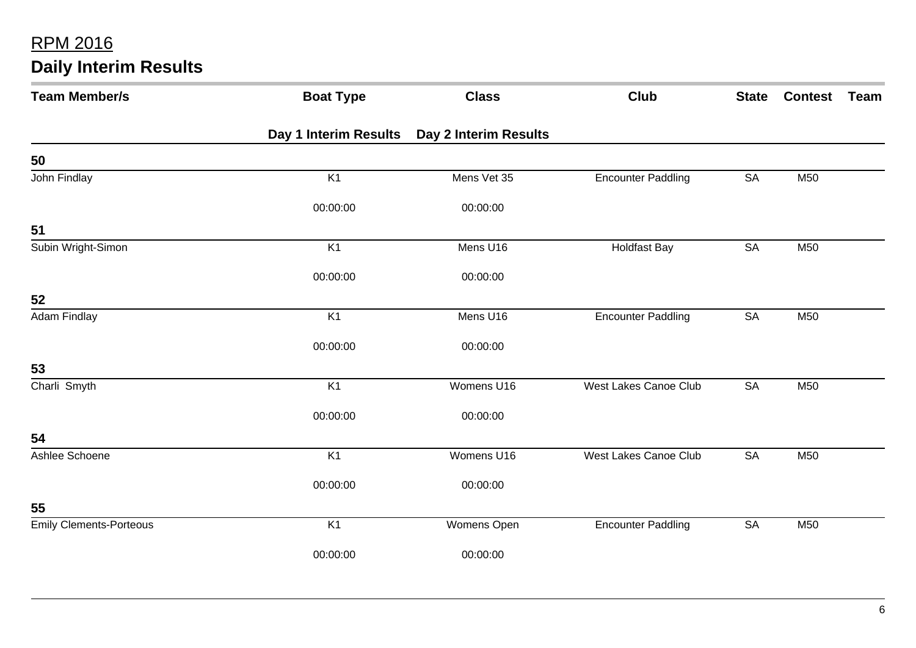# RPM 2016

## Daily Interim Results

| Team Member/s | Boat Type | Class | Club | State | Contest | Team |
|---|---|---|---|---|---|---|
| | **Day 1 Interim Results** | **Day 2 Interim Results** | | | | |
| **50** | | | | | | |
| John Findlay | K1 | Mens Vet 35 | Encounter Paddling | SA | M50 | |
| | 00:00:00 | 00:00:00 | | | | |
| **51** | | | | | | |
| Subin Wright-Simon | K1 | Mens U16 | Holdfast Bay | SA | M50 | |
| | 00:00:00 | 00:00:00 | | | | |
| **52** | | | | | | |
| Adam Findlay | K1 | Mens U16 | Encounter Paddling | SA | M50 | |
| | 00:00:00 | 00:00:00 | | | | |
| **53** | | | | | | |
| Charli Smyth | K1 | Womens U16 | West Lakes Canoe Club | SA | M50 | |
| | 00:00:00 | 00:00:00 | | | | |
| **54** | | | | | | |
| Ashlee Schoene | K1 | Womens U16 | West Lakes Canoe Club | SA | M50 | |
| | 00:00:00 | 00:00:00 | | | | |
| **55** | | | | | | |
| Emily Clements-Porteous | K1 | Womens Open | Encounter Paddling | SA | M50 | |
| | 00:00:00 | 00:00:00 | | | | |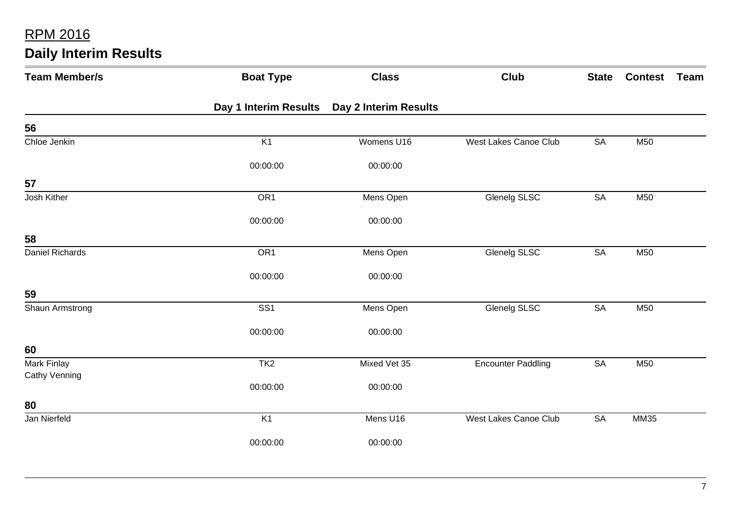# RPM 2016

## Daily Interim Results

| Team Member/s | Boat Type | Class | Club | State | Contest | Team |
|---|---|---|---|---|---|---|
| | **Day 1 Interim Results** | **Day 2 Interim Results** | | | | |
| **56** | | | | | | |
| Chloe Jenkin | K1 | Womens U16 | West Lakes Canoe Club | SA | M50 | |
| | 00:00:00 | 00:00:00 | | | | |
| **57** | | | | | | |
| Josh Kither | OR1 | Mens Open | Glenelg SLSC | SA | M50 | |
| | 00:00:00 | 00:00:00 | | | | |
| **58** | | | | | | |
| Daniel Richards | OR1 | Mens Open | Glenelg SLSC | SA | M50 | |
| | 00:00:00 | 00:00:00 | | | | |
| **59** | | | | | | |
| Shaun Armstrong | SS1 | Mens Open | Glenelg SLSC | SA | M50 | |
| | 00:00:00 | 00:00:00 | | | | |
| **60** | | | | | | |
| Mark Finlay<br>Cathy Venning | TK2 | Mixed Vet 35 | Encounter Paddling | SA | M50 | |
| | 00:00:00 | 00:00:00 | | | | |
| **80** | | | | | | |
| Jan Nierfeld | K1 | Mens U16 | West Lakes Canoe Club | SA | MM35 | |
| | 00:00:00 | 00:00:00 | | | | |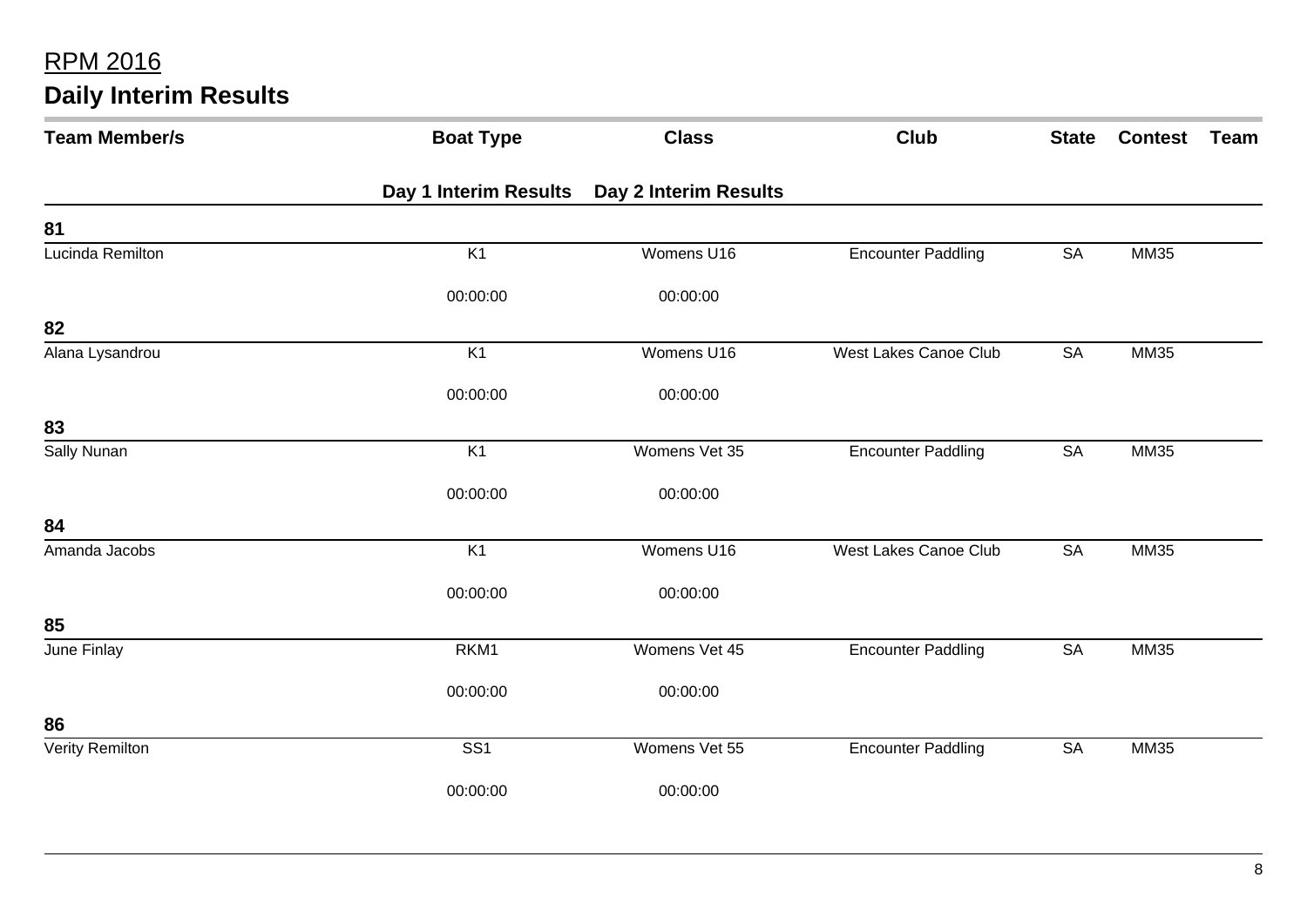# RPM 2016

## Daily Interim Results

| Team Member/s | Boat Type | Class | Club | State | Contest | Team |
|---|---|---|---|---|---|---|
| | **Day 1 Interim Results** | **Day 2 Interim Results** | | | | |
| **81** | | | | | | |
| Lucinda Remilton | K1 | Womens U16 | Encounter Paddling | SA | MM35 | |
| | 00:00:00 | 00:00:00 | | | | |
| **82** | | | | | | |
| Alana Lysandrou | K1 | Womens U16 | West Lakes Canoe Club | SA | MM35 | |
| | 00:00:00 | 00:00:00 | | | | |
| **83** | | | | | | |
| Sally Nunan | K1 | Womens Vet 35 | Encounter Paddling | SA | MM35 | |
| | 00:00:00 | 00:00:00 | | | | |
| **84** | | | | | | |
| Amanda Jacobs | K1 | Womens U16 | West Lakes Canoe Club | SA | MM35 | |
| | 00:00:00 | 00:00:00 | | | | |
| **85** | | | | | | |
| June Finlay | RKM1 | Womens Vet 45 | Encounter Paddling | SA | MM35 | |
| | 00:00:00 | 00:00:00 | | | | |
| **86** | | | | | | |
| Verity Remilton | SS1 | Womens Vet 55 | Encounter Paddling | SA | MM35 | |
| | 00:00:00 | 00:00:00 | | | | |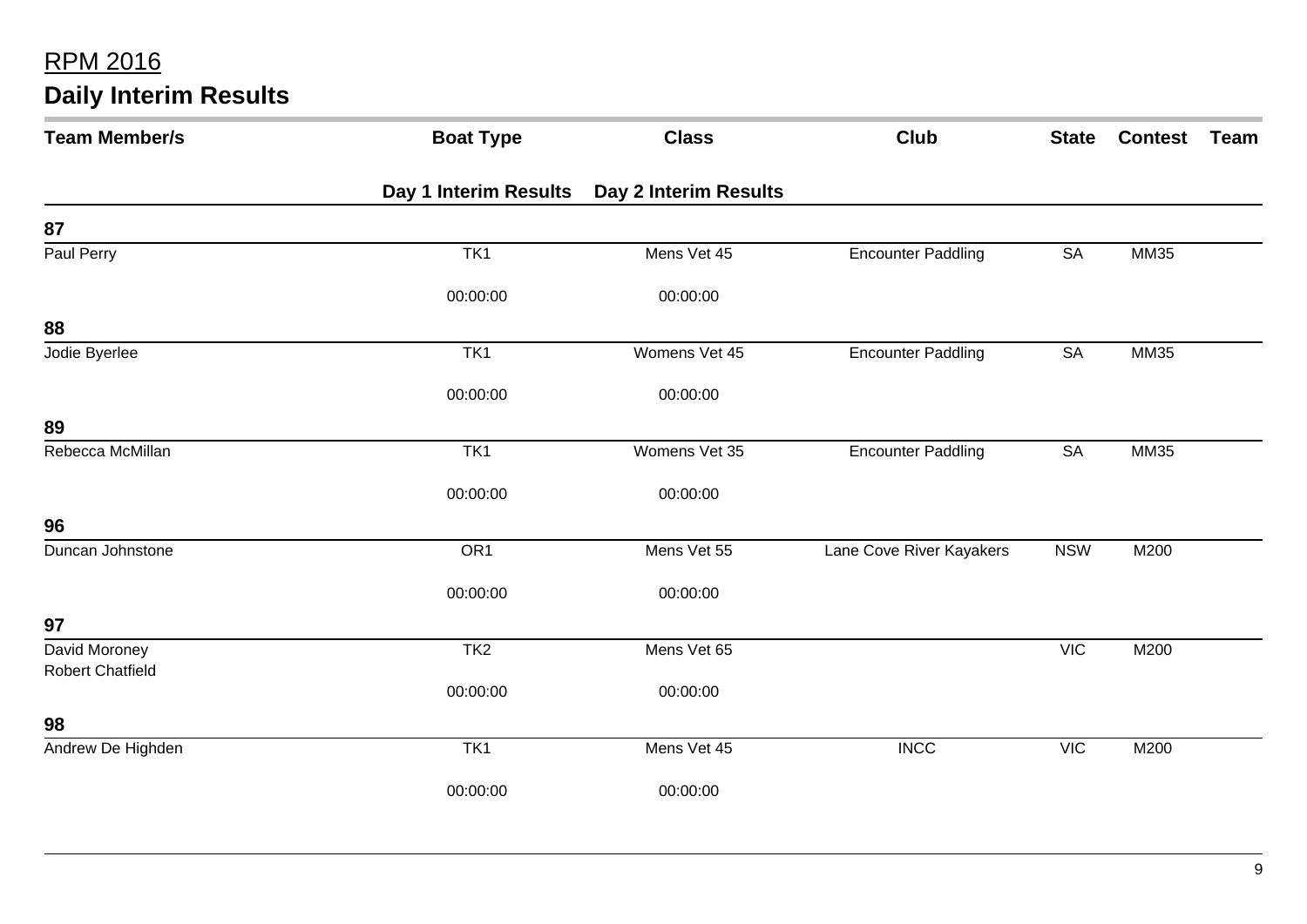# RPM 2016

## Daily Interim Results

| Team Member/s | Boat Type | Class | Club | State | Contest | Team |
|---|---|---|---|---|---|---|
| | **Day 1 Interim Results** | **Day 2 Interim Results** | | | | |
| **87** | | | | | | |
| Paul Perry | TK1 | Mens Vet 45 | Encounter Paddling | SA | MM35 | |
| | 00:00:00 | 00:00:00 | | | | |
| **88** | | | | | | |
| Jodie Byerlee | TK1 | Womens Vet 45 | Encounter Paddling | SA | MM35 | |
| | 00:00:00 | 00:00:00 | | | | |
| **89** | | | | | | |
| Rebecca McMillan | TK1 | Womens Vet 35 | Encounter Paddling | SA | MM35 | |
| | 00:00:00 | 00:00:00 | | | | |
| **96** | | | | | | |
| Duncan Johnstone | OR1 | Mens Vet 55 | Lane Cove River Kayakers | NSW | M200 | |
| | 00:00:00 | 00:00:00 | | | | |
| **97** | | | | | | |
| David Moroney<br>Robert Chatfield | TK2 | Mens Vet 65 | | VIC | M200 | |
| | 00:00:00 | 00:00:00 | | | | |
| **98** | | | | | | |
| Andrew De Highden | TK1 | Mens Vet 45 | INCC | VIC | M200 | |
| | 00:00:00 | 00:00:00 | | | | |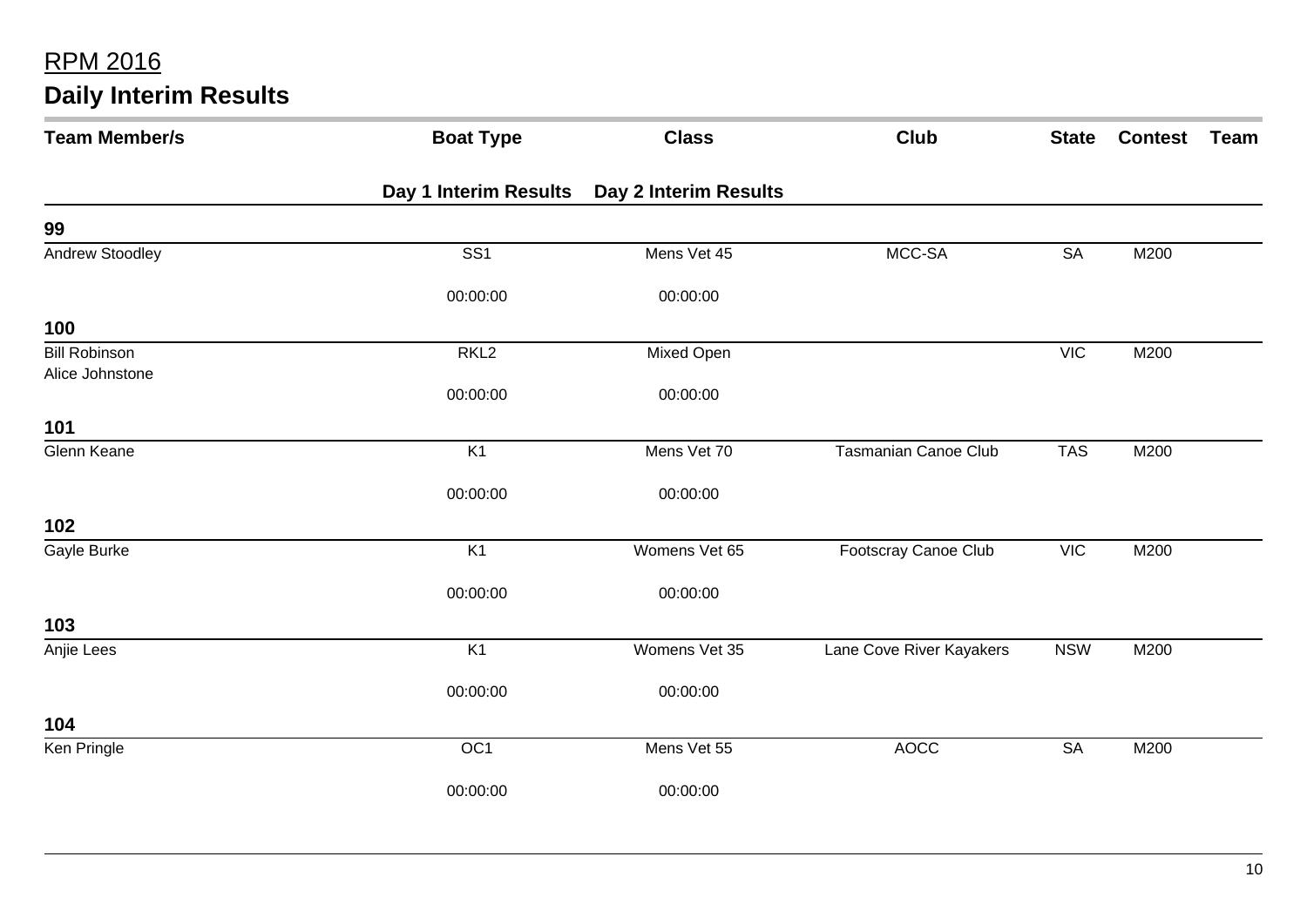## RPM 2016

## Daily Interim Results

| Team Member/s | Boat Type | Class | Club | State | Contest | Team |
|---|---|---|---|---|---|---|
| | **Day 1 Interim Results** | **Day 2 Interim Results** | | | | |
| **99** | | | | | | |
| Andrew Stoodley | SS1 | Mens Vet 45 | MCC-SA | SA | M200 | |
| | 00:00:00 | 00:00:00 | | | | |
| **100** | | | | | | |
| Bill Robinson<br>Alice Johnstone | RKL2 | Mixed Open | | VIC | M200 | |
| | 00:00:00 | 00:00:00 | | | | |
| **101** | | | | | | |
| Glenn Keane | K1 | Mens Vet 70 | Tasmanian Canoe Club | TAS | M200 | |
| | 00:00:00 | 00:00:00 | | | | |
| **102** | | | | | | |
| Gayle Burke | K1 | Womens Vet 65 | Footscray Canoe Club | VIC | M200 | |
| | 00:00:00 | 00:00:00 | | | | |
| **103** | | | | | | |
| Anjie Lees | K1 | Womens Vet 35 | Lane Cove River Kayakers | NSW | M200 | |
| | 00:00:00 | 00:00:00 | | | | |
| **104** | | | | | | |
| Ken Pringle | OC1 | Mens Vet 55 | AOCC | SA | M200 | |
| | 00:00:00 | 00:00:00 | | | | |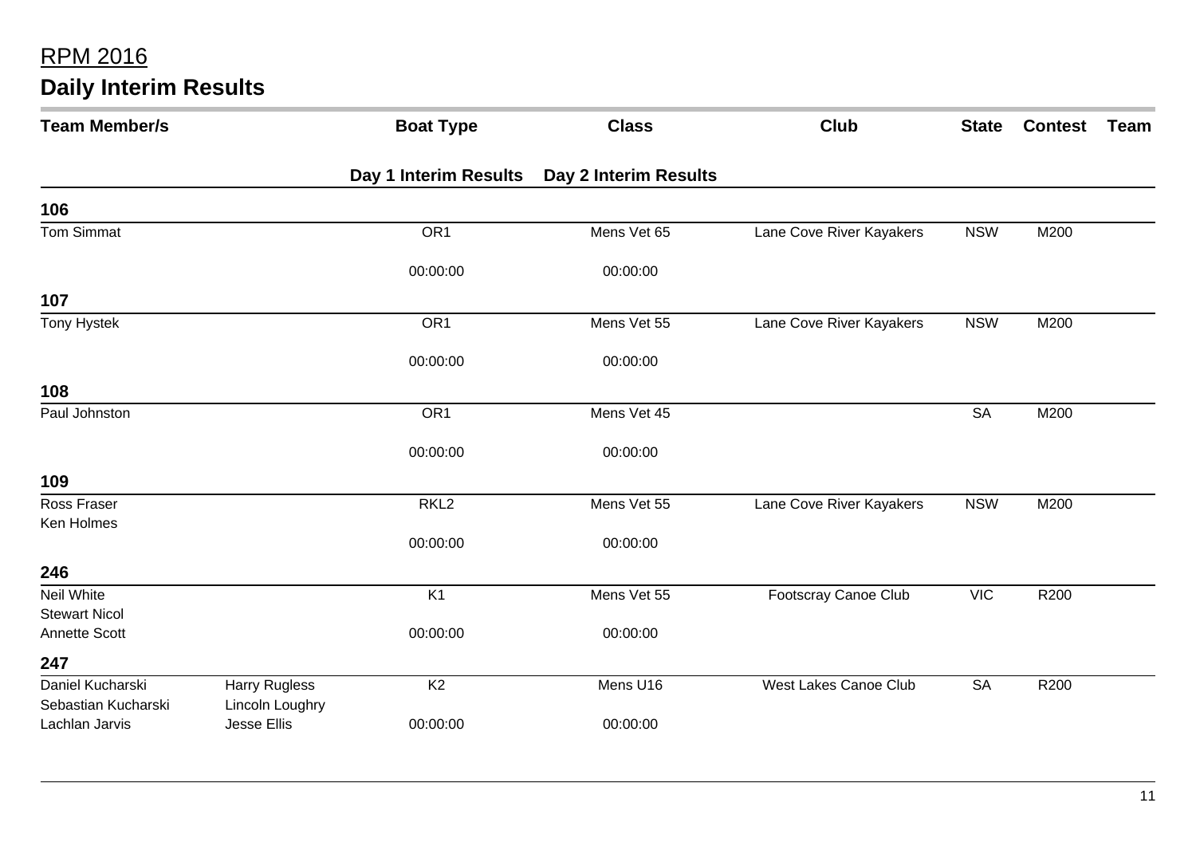# RPM 2016

## Daily Interim Results

| Team Member/s | | Boat Type | Class | Club | State | Contest | Team |
|---|---|---|---|---|---|---|---|
| | | Day 1 Interim Results | Day 2 Interim Results | | | | |
| **106** | | | | | | | |
| Tom Simmat | | OR1 | Mens Vet 65 | Lane Cove River Kayakers | NSW | M200 | |
| | | 00:00:00 | 00:00:00 | | | | |
| **107** | | | | | | | |
| Tony Hystek | | OR1 | Mens Vet 55 | Lane Cove River Kayakers | NSW | M200 | |
| | | 00:00:00 | 00:00:00 | | | | |
| **108** | | | | | | | |
| Paul Johnston | | OR1 | Mens Vet 45 | | SA | M200 | |
| | | 00:00:00 | 00:00:00 | | | | |
| **109** | | | | | | | |
| Ross Fraser<br>Ken Holmes | | RKL2 | Mens Vet 55 | Lane Cove River Kayakers | NSW | M200 | |
| | | 00:00:00 | 00:00:00 | | | | |
| **246** | | | | | | | |
| Neil White<br>Stewart Nicol<br>Annette Scott | | K1 | Mens Vet 55 | Footscray Canoe Club | VIC | R200 | |
| | | 00:00:00 | 00:00:00 | | | | |
| **247** | | | | | | | |
| Daniel Kucharski<br>Sebastian Kucharski<br>Lachlan Jarvis | Harry Rugless<br>Lincoln Loughry<br>Jesse Ellis | K2 | Mens U16 | West Lakes Canoe Club | SA | R200 | |
| | | 00:00:00 | 00:00:00 | | | | |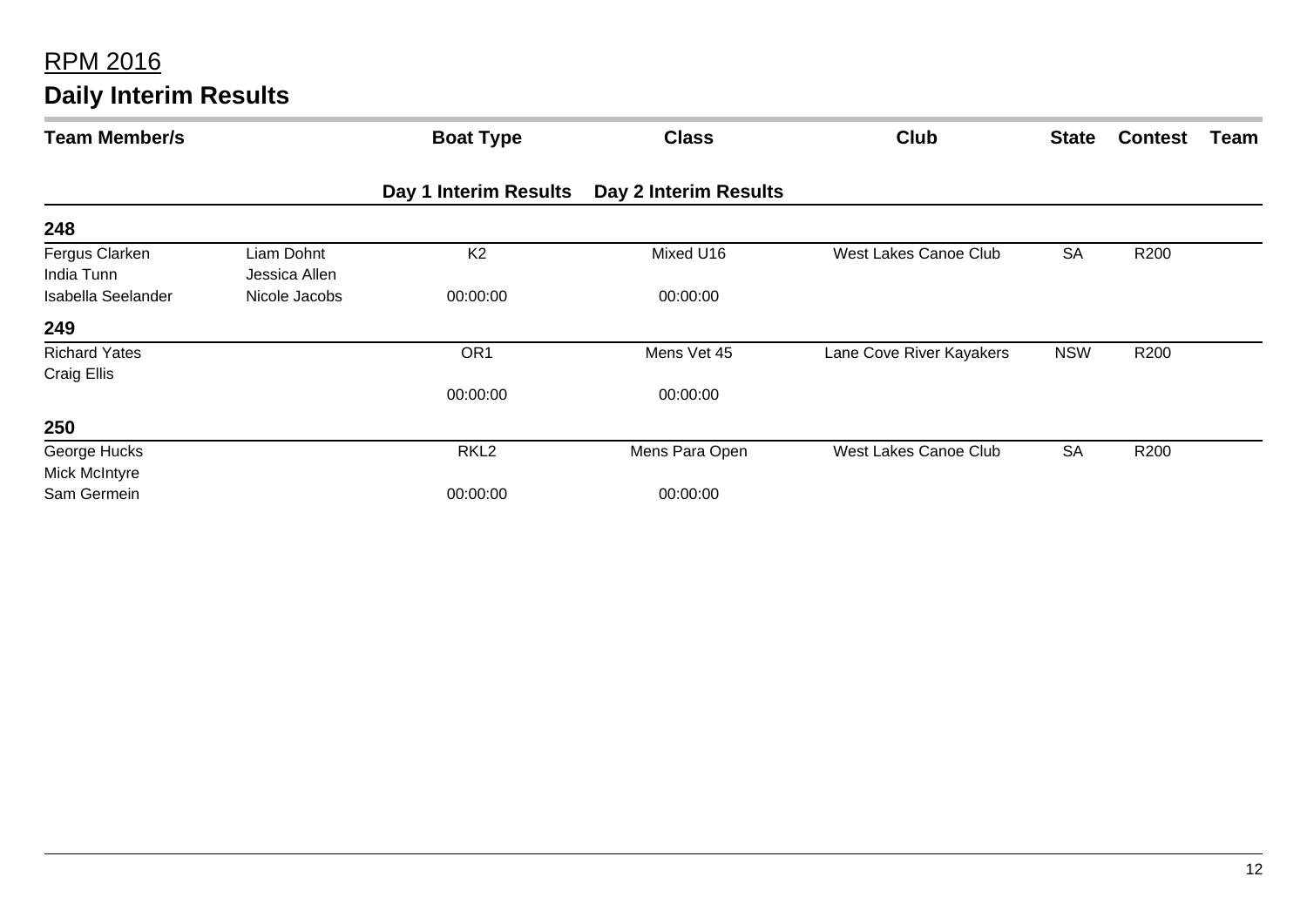RPM 2016

# Daily Interim Results

| Team Member/s | | Boat Type | Class | Club | State | Contest | Team |
|---|---|---|---|---|---|---|---|
| | | Day 1 Interim Results | Day 2 Interim Results | | | | |
| **248** | | | | | | | |
| Fergus Clarken | Liam Dohnt | K2 | Mixed U16 | West Lakes Canoe Club | SA | R200 | |
| India Tunn | Jessica Allen | | | | | | |
| Isabella Seelander | Nicole Jacobs | 00:00:00 | 00:00:00 | | | | |
| **249** | | | | | | | |
| Richard Yates | | OR1 | Mens Vet 45 | Lane Cove River Kayakers | NSW | R200 | |
| Craig Ellis | | | | | | | |
| | | 00:00:00 | 00:00:00 | | | | |
| **250** | | | | | | | |
| George Hucks | | RKL2 | Mens Para Open | West Lakes Canoe Club | SA | R200 | |
| Mick McIntyre | | | | | | | |
| Sam Germein | | 00:00:00 | 00:00:00 | | | | |